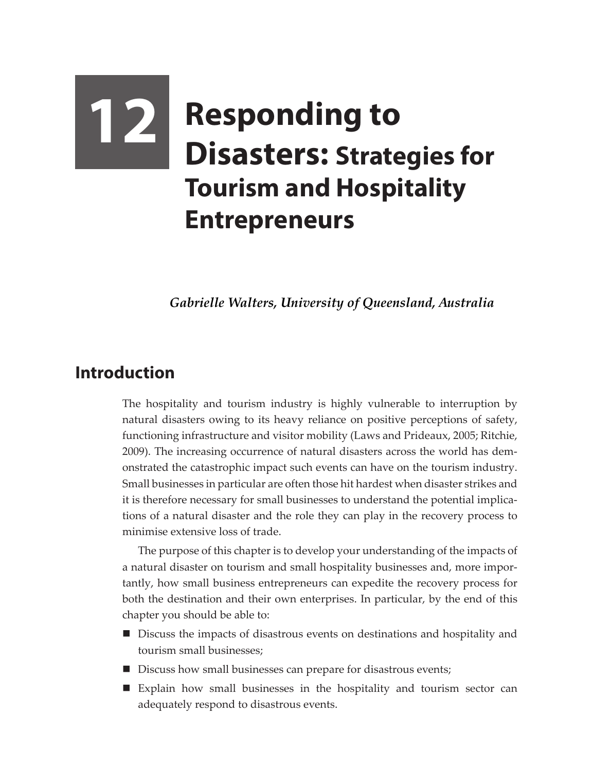# 12 Responding to Disasters: Strategies for Tourism and Hospitality Entrepreneurs

*Gabrielle Walters, University of Queensland, Australia*

## Introduction

The hospitality and tourism industry is highly vulnerable to interruption by natural disasters owing to its heavy reliance on positive perceptions of safety, functioning infrastructure and visitor mobility (Laws and Prideaux, 2005; Ritchie, 2009). The increasing occurrence of natural disasters across the world has demonstrated the catastrophic impact such events can have on the tourism industry. Small businesses in particular are often those hit hardest when disaster strikes and it is therefore necessary for small businesses to understand the potential implications of a natural disaster and the role they can play in the recovery process to minimise extensive loss of trade.

The purpose of this chapter is to develop your understanding of the impacts of a natural disaster on tourism and small hospitality businesses and, more importantly, how small business entrepreneurs can expedite the recovery process for both the destination and their own enterprises. In particular, by the end of this chapter you should be able to:

- Discuss the impacts of disastrous events on destinations and hospitality and tourism small businesses;
- Discuss how small businesses can prepare for disastrous events;
- Explain how small businesses in the hospitality and tourism sector can adequately respond to disastrous events.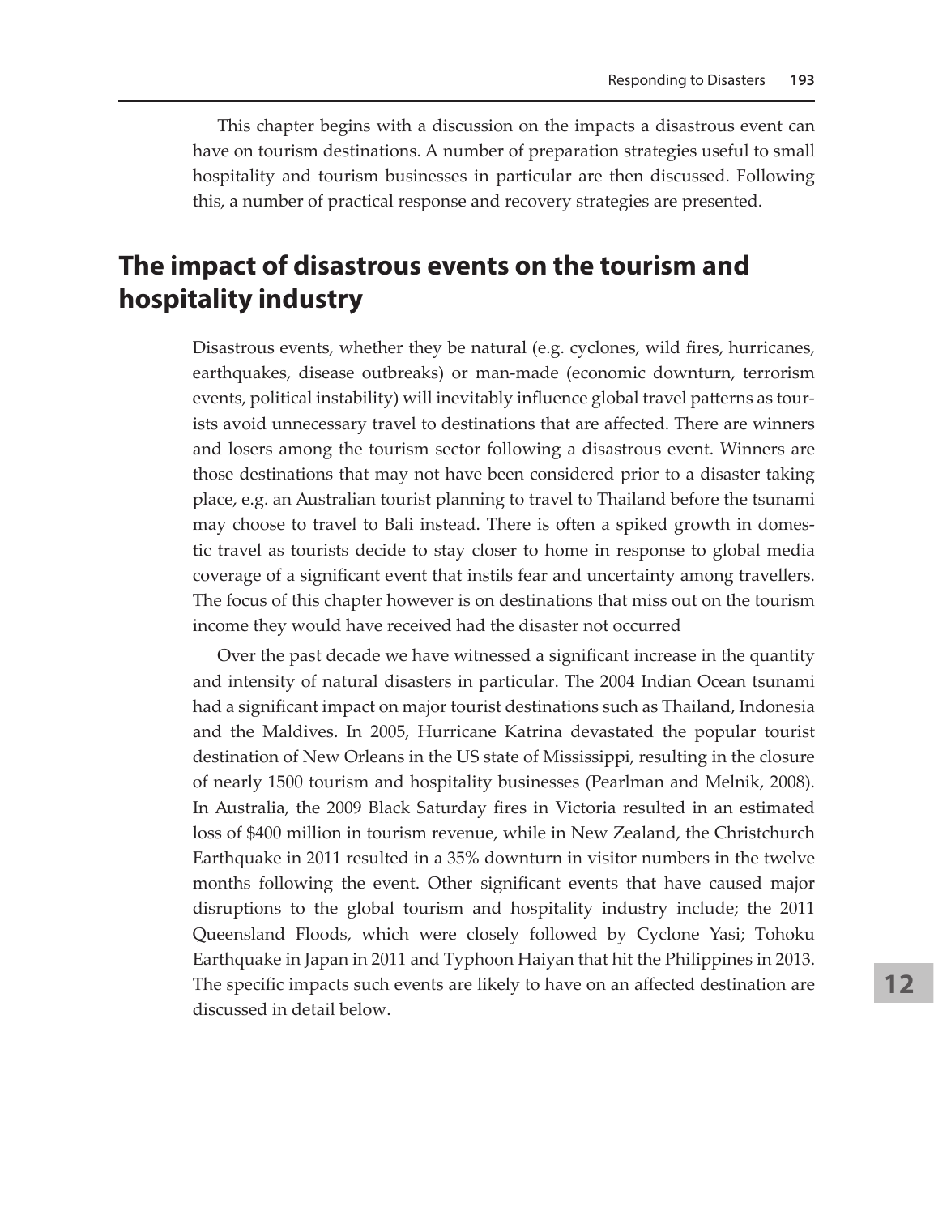This chapter begins with a discussion on the impacts a disastrous event can have on tourism destinations. A number of preparation strategies useful to small hospitality and tourism businesses in particular are then discussed. Following this, a number of practical response and recovery strategies are presented.

## The impact of disastrous events on the tourism and hospitality industry

Disastrous events, whether they be natural (e.g. cyclones, wild fires, hurricanes, earthquakes, disease outbreaks) or man-made (economic downturn, terrorism events, political instability) will inevitably influence global travel patterns as tourists avoid unnecessary travel to destinations that are affected. There are winners and losers among the tourism sector following a disastrous event. Winners are those destinations that may not have been considered prior to a disaster taking place, e.g. an Australian tourist planning to travel to Thailand before the tsunami may choose to travel to Bali instead. There is often a spiked growth in domestic travel as tourists decide to stay closer to home in response to global media coverage of a significant event that instils fear and uncertainty among travellers. The focus of this chapter however is on destinations that miss out on the tourism income they would have received had the disaster not occurred

Over the past decade we have witnessed a significant increase in the quantity and intensity of natural disasters in particular. The 2004 Indian Ocean tsunami had a significant impact on major tourist destinations such as Thailand, Indonesia and the Maldives. In 2005, Hurricane Katrina devastated the popular tourist destination of New Orleans in the US state of Mississippi, resulting in the closure of nearly 1500 tourism and hospitality businesses (Pearlman and Melnik, 2008). In Australia, the 2009 Black Saturday fires in Victoria resulted in an estimated loss of $400 million in tourism revenue, while in New Zealand, the Christchurch Earthquake in 2011 resulted in a 35% downturn in visitor numbers in the twelve months following the event. Other significant events that have caused major disruptions to the global tourism and hospitality industry include; the 2011 Queensland Floods, which were closely followed by Cyclone Yasi; Tohoku Earthquake in Japan in 2011 and Typhoon Haiyan that hit the Philippines in 2013. The specific impacts such events are likely to have on an affected destination are discussed in detail below.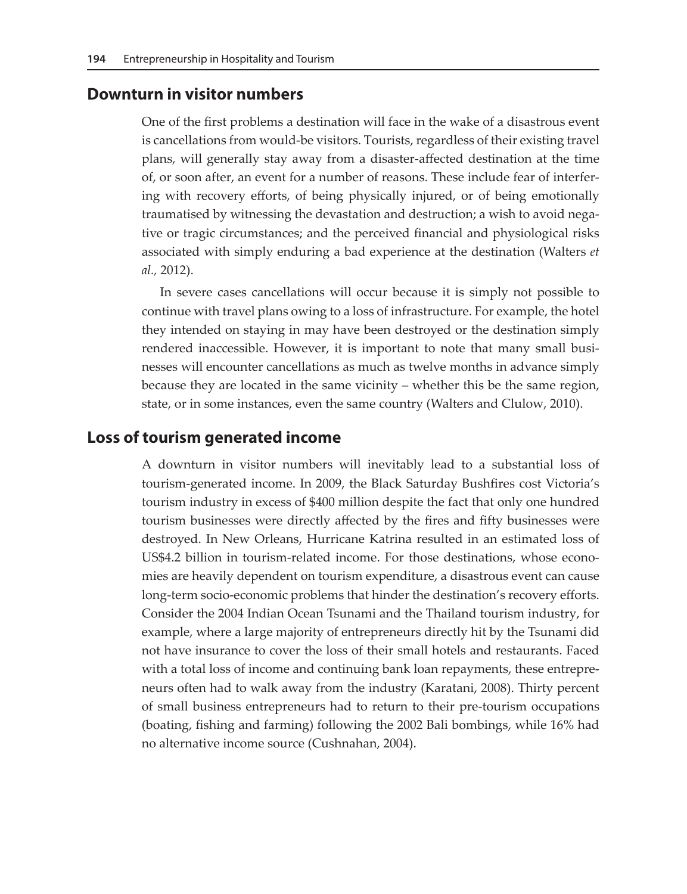## Downturn in visitor numbers

One of the first problems a destination will face in the wake of a disastrous event is cancellations from would-be visitors. Tourists, regardless of their existing travel plans, will generally stay away from a disaster-affected destination at the time of, or soon after, an event for a number of reasons. These include fear of interfering with recovery efforts, of being physically injured, or of being emotionally traumatised by witnessing the devastation and destruction; a wish to avoid negative or tragic circumstances; and the perceived financial and physiological risks associated with simply enduring a bad experience at the destination (Walters *et al.,* 2012).

In severe cases cancellations will occur because it is simply not possible to continue with travel plans owing to a loss of infrastructure. For example, the hotel they intended on staying in may have been destroyed or the destination simply rendered inaccessible. However, it is important to note that many small businesses will encounter cancellations as much as twelve months in advance simply because they are located in the same vicinity – whether this be the same region, state, or in some instances, even the same country (Walters and Clulow, 2010).

## Loss of tourism generated income

A downturn in visitor numbers will inevitably lead to a substantial loss of tourism-generated income. In 2009, the Black Saturday Bushfires cost Victoria's tourism industry in excess of $400 million despite the fact that only one hundred tourism businesses were directly affected by the fires and fifty businesses were destroyed. In New Orleans, Hurricane Katrina resulted in an estimated loss of US$4.2 billion in tourism-related income. For those destinations, whose economies are heavily dependent on tourism expenditure, a disastrous event can cause long-term socio-economic problems that hinder the destination's recovery efforts. Consider the 2004 Indian Ocean Tsunami and the Thailand tourism industry, for example, where a large majority of entrepreneurs directly hit by the Tsunami did not have insurance to cover the loss of their small hotels and restaurants. Faced with a total loss of income and continuing bank loan repayments, these entrepreneurs often had to walk away from the industry (Karatani, 2008). Thirty percent of small business entrepreneurs had to return to their pre-tourism occupations (boating, fishing and farming) following the 2002 Bali bombings, while 16% had no alternative income source (Cushnahan, 2004).